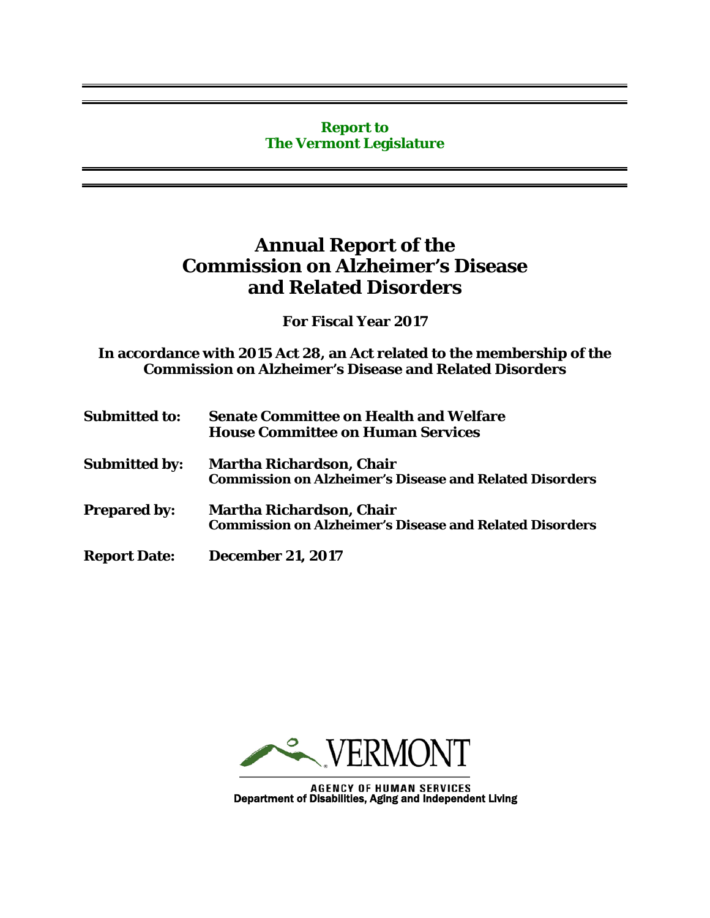**Report to**
**The Vermont Legislature**

# Annual Report of the Commission on Alzheimer's Disease and Related Disorders

**For Fiscal Year 2017**

**In accordance with 2015 Act 28, an Act related to the membership of the Commission on Alzheimer's Disease and Related Disorders**

| | |
|---|---|
| **Submitted to:** | **Senate Committee on Health and Welfare**<br>**House Committee on Human Services** |
| **Submitted by:** | **Martha Richardson, Chair**<br>**Commission on Alzheimer's Disease and Related Disorders** |
| **Prepared by:** | **Martha Richardson, Chair**<br>**Commission on Alzheimer's Disease and Related Disorders** |
| **Report Date:** | **December 21, 2017** |

VERMONT

AGENCY OF HUMAN SERVICES
Department of Disabilities, Aging and Independent Living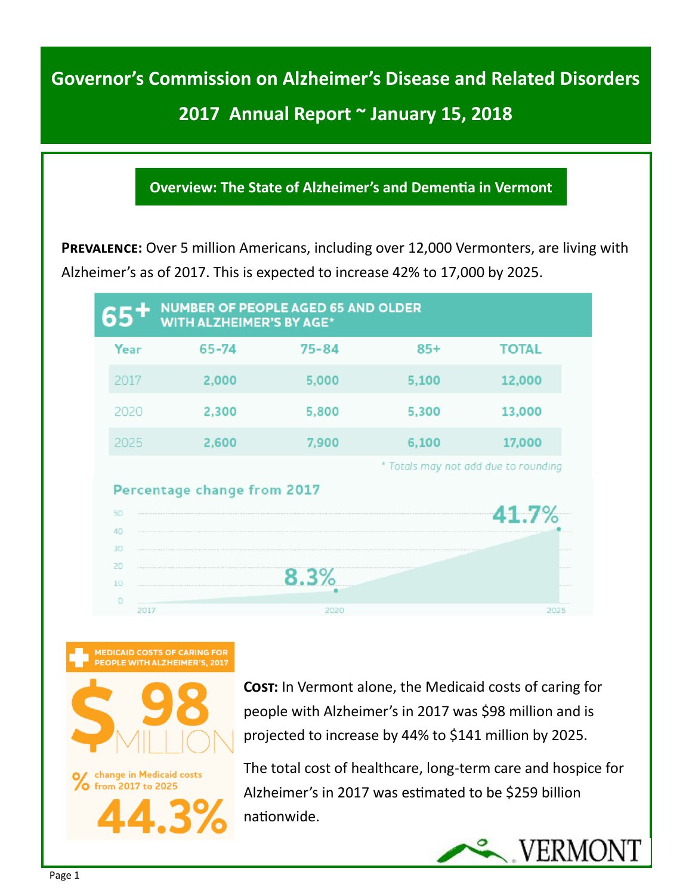# Governor's Commission on Alzheimer's Disease and Related Disorders

## 2017 Annual Report ~ January 15, 2018

### Overview: The State of Alzheimer's and Dementia in Vermont

**PREVALENCE:** Over 5 million Americans, including over 12,000 Vermonters, are living with Alzheimer's as of 2017. This is expected to increase 42% to 17,000 by 2025.

**65+ NUMBER OF PEOPLE AGED 65 AND OLDER WITH ALZHEIMER'S BY AGE***

| Year | 65-74 | 75-84 | 85+ | TOTAL |
|---|---|---|---|---|
| 2017 | 2,000 | 5,000 | 5,100 | 12,000 |
| 2020 | 2,300 | 5,800 | 5,300 | 13,000 |
| 2025 | 2,600 | 7,900 | 6,100 | 17,000 |

\* Totals may not add due to rounding

**Percentage change from 2017**

- 2017: 0
- 2020: 8.3%
- 2025: 41.7%

**MEDICAID COSTS OF CARING FOR PEOPLE WITH ALZHEIMER'S, 2017**

**$98 MILLION**

% change in Medicaid costs from 2017 to 2025

**44.3%**

**COST:** In Vermont alone, the Medicaid costs of caring for people with Alzheimer's in 2017 was $98 million and is projected to increase by 44% to $141 million by 2025.

The total cost of healthcare, long-term care and hospice for Alzheimer's in 2017 was estimated to be $259 billion nationwide.

VERMONT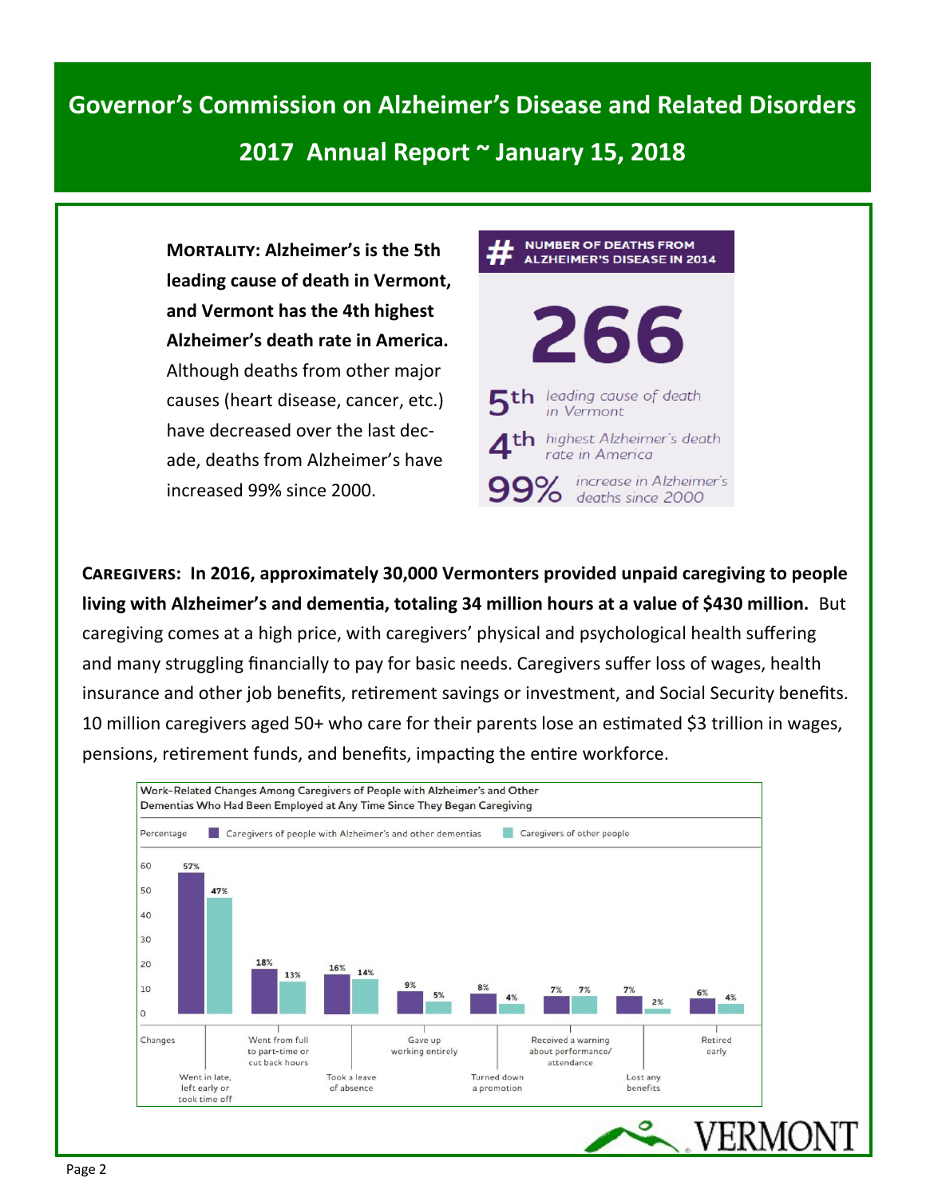# Governor's Commission on Alzheimer's Disease and Related Disorders

## 2017 Annual Report ~ January 15, 2018

**MORTALITY: Alzheimer's is the 5th leading cause of death in Vermont, and Vermont has the 4th highest Alzheimer's death rate in America.** Although deaths from other major causes (heart disease, cancer, etc.) have decreased over the last decade, deaths from Alzheimer's have increased 99% since 2000.

**# NUMBER OF DEATHS FROM ALZHEIMER'S DISEASE IN 2014**

**266**

**5th** *leading cause of death in Vermont*

**4th** *highest Alzheimer's death rate in America*

**99%** *increase in Alzheimer's deaths since 2000*

**CAREGIVERS: In 2016, approximately 30,000 Vermonters provided unpaid caregiving to people living with Alzheimer's and dementia, totaling 34 million hours at a value of $430 million.** But caregiving comes at a high price, with caregivers' physical and psychological health suffering and many struggling financially to pay for basic needs. Caregivers suffer loss of wages, health insurance and other job benefits, retirement savings or investment, and Social Security benefits. 10 million caregivers aged 50+ who care for their parents lose an estimated $3 trillion in wages, pensions, retirement funds, and benefits, impacting the entire workforce.

**Work-Related Changes Among Caregivers of People with Alzheimer's and Other Dementias Who Had Been Employed at Any Time Since They Began Caregiving**

| Changes | Caregivers of people with Alzheimer's and other dementias | Caregivers of other people |
|---|---|---|
| Went in late, left early or took time off | 57% | 47% |
| Went from full to part-time or cut back hours | 18% | 13% |
| Took a leave of absence | 16% | 14% |
| Gave up working entirely | 9% | 5% |
| Turned down a promotion | 8% | 4% |
| Received a warning about performance/attendance | 7% | 7% |
| Lost any benefits | 7% | 2% |
| Retired early | 6% | 4% |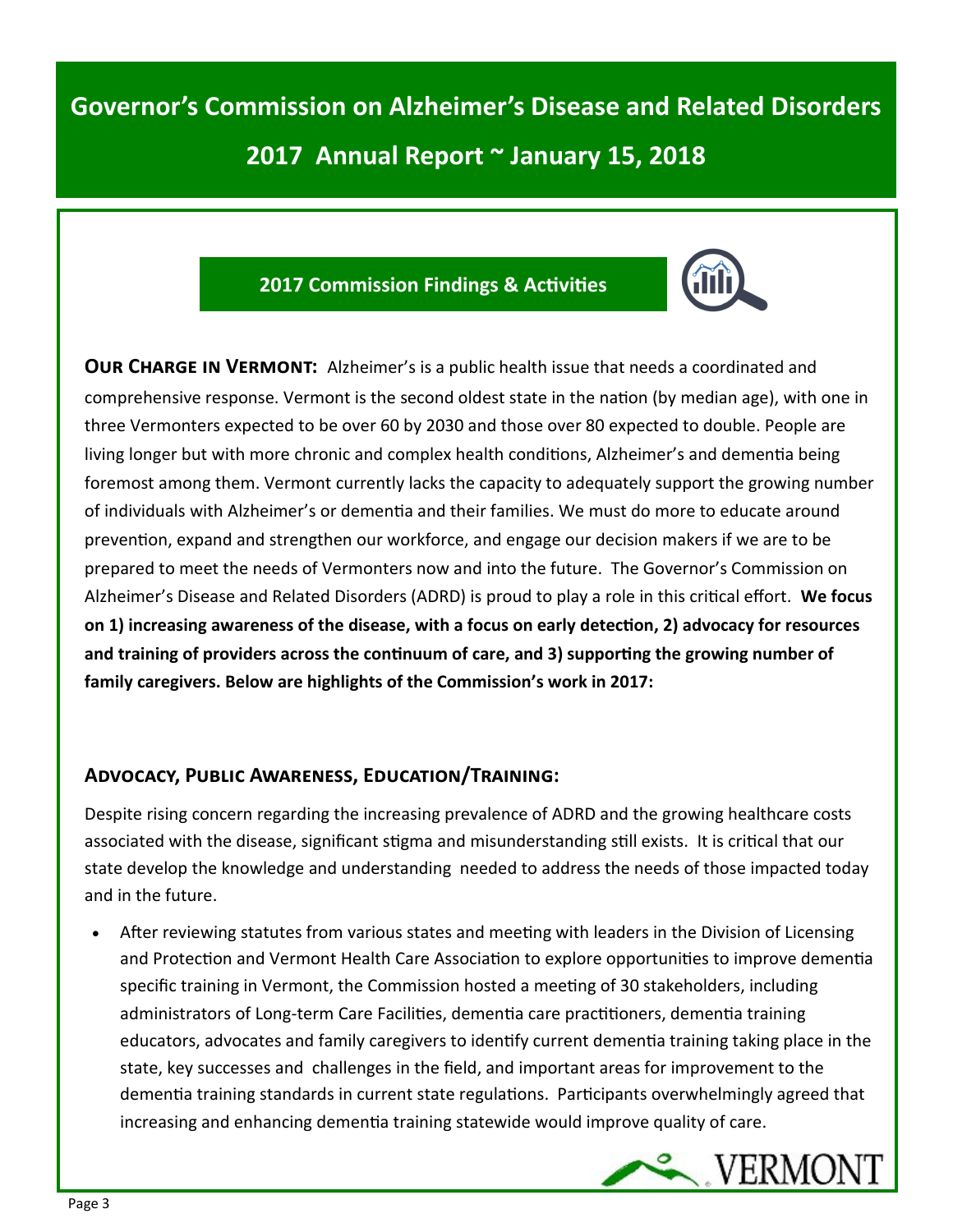# Governor's Commission on Alzheimer's Disease and Related Disorders

## 2017 Annual Report ~ January 15, 2018

### 2017 Commission Findings & Activities

**Our Charge in Vermont:** Alzheimer's is a public health issue that needs a coordinated and comprehensive response. Vermont is the second oldest state in the nation (by median age), with one in three Vermonters expected to be over 60 by 2030 and those over 80 expected to double. People are living longer but with more chronic and complex health conditions, Alzheimer's and dementia being foremost among them. Vermont currently lacks the capacity to adequately support the growing number of individuals with Alzheimer's or dementia and their families. We must do more to educate around prevention, expand and strengthen our workforce, and engage our decision makers if we are to be prepared to meet the needs of Vermonters now and into the future. The Governor's Commission on Alzheimer's Disease and Related Disorders (ADRD) is proud to play a role in this critical effort. **We focus on 1) increasing awareness of the disease, with a focus on early detection, 2) advocacy for resources and training of providers across the continuum of care, and 3) supporting the growing number of family caregivers. Below are highlights of the Commission's work in 2017:**

### Advocacy, Public Awareness, Education/Training:

Despite rising concern regarding the increasing prevalence of ADRD and the growing healthcare costs associated with the disease, significant stigma and misunderstanding still exists. It is critical that our state develop the knowledge and understanding needed to address the needs of those impacted today and in the future.

- After reviewing statutes from various states and meeting with leaders in the Division of Licensing and Protection and Vermont Health Care Association to explore opportunities to improve dementia specific training in Vermont, the Commission hosted a meeting of 30 stakeholders, including administrators of Long-term Care Facilities, dementia care practitioners, dementia training educators, advocates and family caregivers to identify current dementia training taking place in the state, key successes and challenges in the field, and important areas for improvement to the dementia training standards in current state regulations. Participants overwhelmingly agreed that increasing and enhancing dementia training statewide would improve quality of care.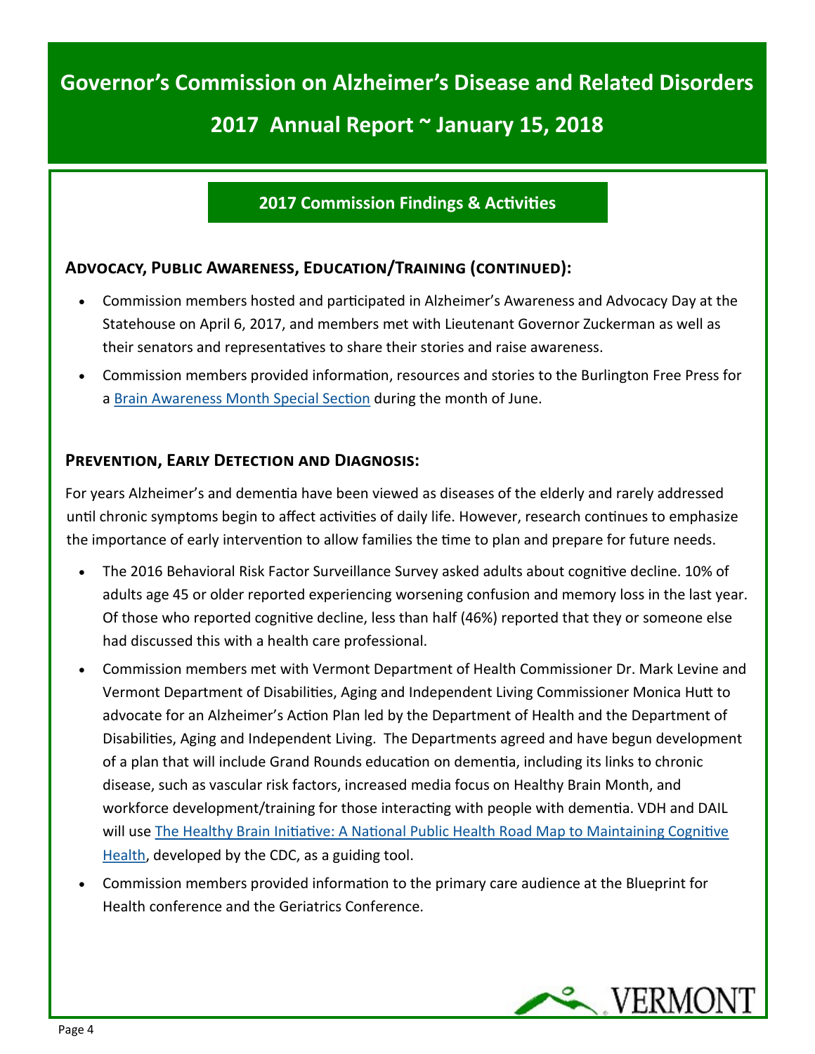# Governor's Commission on Alzheimer's Disease and Related Disorders

## 2017 Annual Report ~ January 15, 2018

### 2017 Commission Findings & Activities

#### Advocacy, Public Awareness, Education/Training (continued):

- Commission members hosted and participated in Alzheimer's Awareness and Advocacy Day at the Statehouse on April 6, 2017, and members met with Lieutenant Governor Zuckerman as well as their senators and representatives to share their stories and raise awareness.
- Commission members provided information, resources and stories to the Burlington Free Press for a Brain Awareness Month Special Section during the month of June.

#### Prevention, Early Detection and Diagnosis:

For years Alzheimer's and dementia have been viewed as diseases of the elderly and rarely addressed until chronic symptoms begin to affect activities of daily life. However, research continues to emphasize the importance of early intervention to allow families the time to plan and prepare for future needs.

- The 2016 Behavioral Risk Factor Surveillance Survey asked adults about cognitive decline. 10% of adults age 45 or older reported experiencing worsening confusion and memory loss in the last year. Of those who reported cognitive decline, less than half (46%) reported that they or someone else had discussed this with a health care professional.
- Commission members met with Vermont Department of Health Commissioner Dr. Mark Levine and Vermont Department of Disabilities, Aging and Independent Living Commissioner Monica Hutt to advocate for an Alzheimer's Action Plan led by the Department of Health and the Department of Disabilities, Aging and Independent Living. The Departments agreed and have begun development of a plan that will include Grand Rounds education on dementia, including its links to chronic disease, such as vascular risk factors, increased media focus on Healthy Brain Month, and workforce development/training for those interacting with people with dementia. VDH and DAIL will use The Healthy Brain Initiative: A National Public Health Road Map to Maintaining Cognitive Health, developed by the CDC, as a guiding tool.
- Commission members provided information to the primary care audience at the Blueprint for Health conference and the Geriatrics Conference.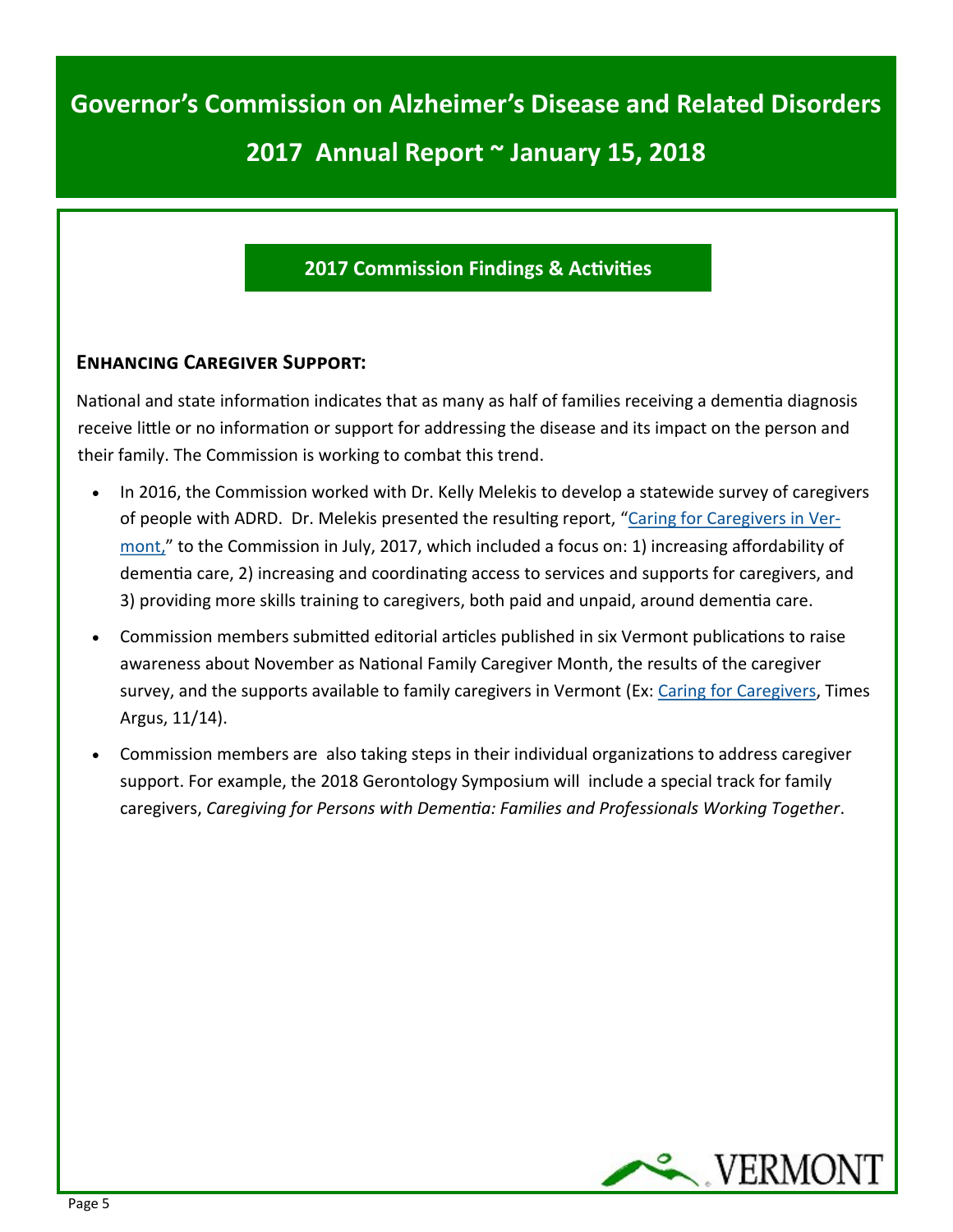# Governor's Commission on Alzheimer's Disease and Related Disorders

## 2017 Annual Report ~ January 15, 2018

## 2017 Commission Findings & Activities

### Enhancing Caregiver Support:

National and state information indicates that as many as half of families receiving a dementia diagnosis receive little or no information or support for addressing the disease and its impact on the person and their family. The Commission is working to combat this trend.

- In 2016, the Commission worked with Dr. Kelly Melekis to develop a statewide survey of caregivers of people with ADRD. Dr. Melekis presented the resulting report, "Caring for Caregivers in Vermont," to the Commission in July, 2017, which included a focus on: 1) increasing affordability of dementia care, 2) increasing and coordinating access to services and supports for caregivers, and 3) providing more skills training to caregivers, both paid and unpaid, around dementia care.
- Commission members submitted editorial articles published in six Vermont publications to raise awareness about November as National Family Caregiver Month, the results of the caregiver survey, and the supports available to family caregivers in Vermont (Ex: Caring for Caregivers, Times Argus, 11/14).
- Commission members are also taking steps in their individual organizations to address caregiver support. For example, the 2018 Gerontology Symposium will include a special track for family caregivers, *Caregiving for Persons with Dementia: Families and Professionals Working Together*.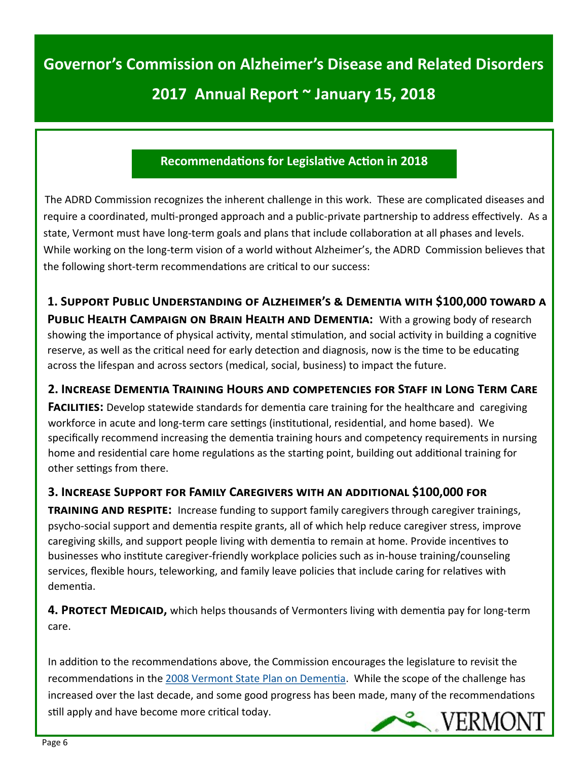# Governor's Commission on Alzheimer's Disease and Related Disorders

## 2017 Annual Report ~ January 15, 2018

### Recommendations for Legislative Action in 2018

The ADRD Commission recognizes the inherent challenge in this work. These are complicated diseases and require a coordinated, multi-pronged approach and a public-private partnership to address effectively. As a state, Vermont must have long-term goals and plans that include collaboration at all phases and levels. While working on the long-term vision of a world without Alzheimer's, the ADRD Commission believes that the following short-term recommendations are critical to our success:

**1. Support Public Understanding of Alzheimer's & Dementia with $100,000 toward a Public Health Campaign on Brain Health and Dementia:** With a growing body of research showing the importance of physical activity, mental stimulation, and social activity in building a cognitive reserve, as well as the critical need for early detection and diagnosis, now is the time to be educating across the lifespan and across sectors (medical, social, business) to impact the future.

**2. Increase Dementia Training Hours and competencies for Staff in Long Term Care Facilities:** Develop statewide standards for dementia care training for the healthcare and caregiving workforce in acute and long-term care settings (institutional, residential, and home based). We specifically recommend increasing the dementia training hours and competency requirements in nursing home and residential care home regulations as the starting point, building out additional training for other settings from there.

**3. Increase Support for Family Caregivers with an additional $100,000 for training and respite:** Increase funding to support family caregivers through caregiver trainings, psycho-social support and dementia respite grants, all of which help reduce caregiver stress, improve caregiving skills, and support people living with dementia to remain at home. Provide incentives to businesses who institute caregiver-friendly workplace policies such as in-house training/counseling services, flexible hours, teleworking, and family leave policies that include caring for relatives with dementia.

**4. Protect Medicaid,** which helps thousands of Vermonters living with dementia pay for long-term care.

In addition to the recommendations above, the Commission encourages the legislature to revisit the recommendations in the 2008 Vermont State Plan on Dementia. While the scope of the challenge has increased over the last decade, and some good progress has been made, many of the recommendations still apply and have become more critical today.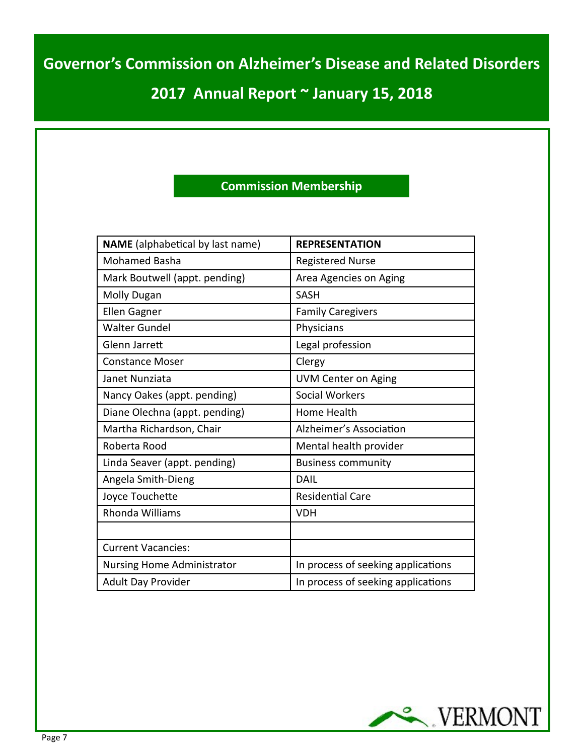# Governor's Commission on Alzheimer's Disease and Related Disorders

## 2017 Annual Report ~ January 15, 2018

### Commission Membership

| **NAME** (alphabetical by last name) | **REPRESENTATION** |
|---|---|
| Mohamed Basha | Registered Nurse |
| Mark Boutwell (appt. pending) | Area Agencies on Aging |
| Molly Dugan | SASH |
| Ellen Gagner | Family Caregivers |
| Walter Gundel | Physicians |
| Glenn Jarrett | Legal profession |
| Constance Moser | Clergy |
| Janet Nunziata | UVM Center on Aging |
| Nancy Oakes (appt. pending) | Social Workers |
| Diane Olechna (appt. pending) | Home Health |
| Martha Richardson, Chair | Alzheimer's Association |
| Roberta Rood | Mental health provider |
| Linda Seaver (appt. pending) | Business community |
| Angela Smith-Dieng | DAIL |
| Joyce Touchette | Residential Care |
| Rhonda Williams | VDH |
| | |
| Current Vacancies: | |
| Nursing Home Administrator | In process of seeking applications |
| Adult Day Provider | In process of seeking applications |

VERMONT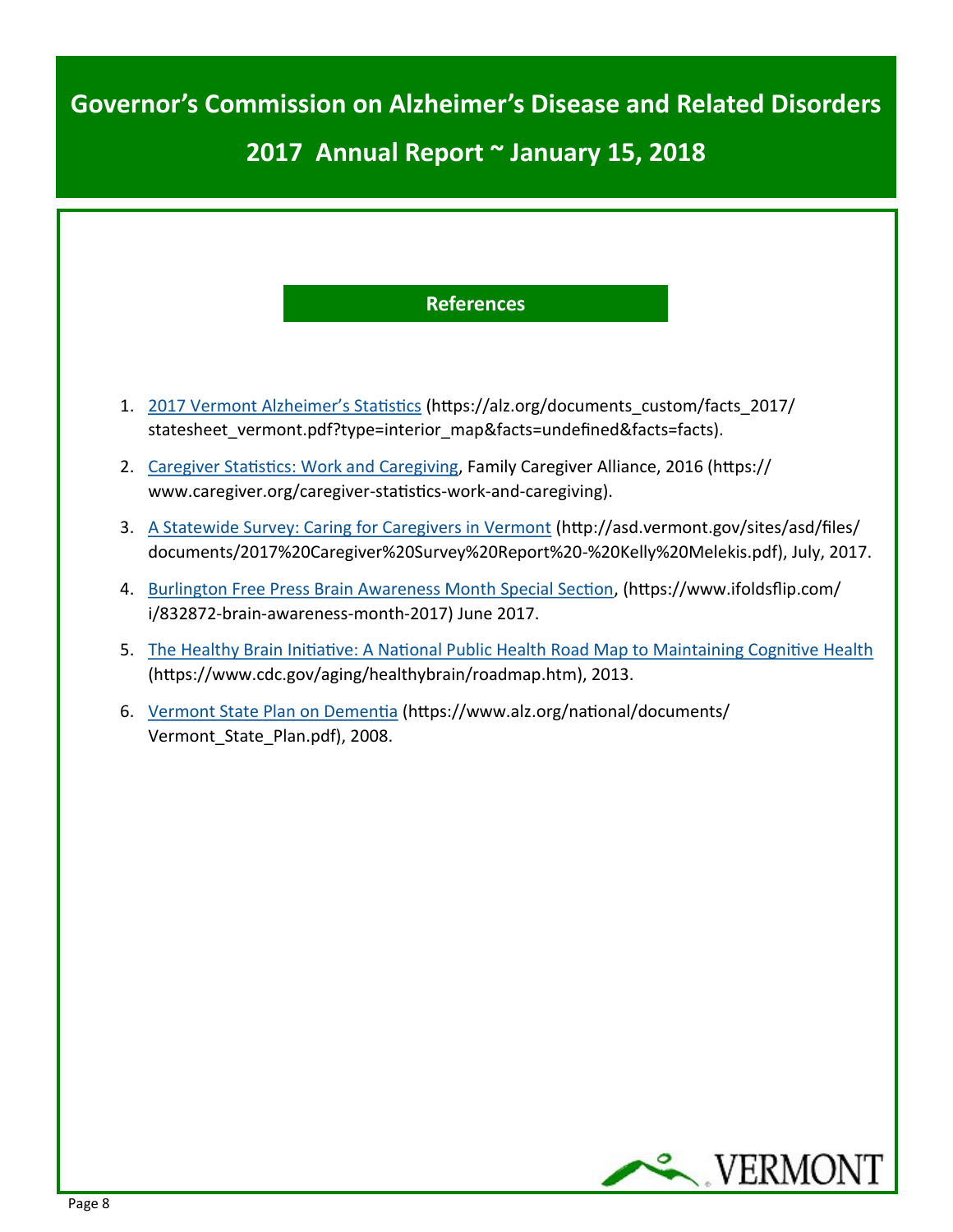## References

1. [2017 Vermont Alzheimer's Statistics](https://alz.org/documents_custom/facts_2017/statesheet_vermont.pdf?type=interior_map&facts=undefined&facts=facts) (https://alz.org/documents_custom/facts_2017/statesheet_vermont.pdf?type=interior_map&facts=undefined&facts=facts).
2. [Caregiver Statistics: Work and Caregiving](https://www.caregiver.org/caregiver-statistics-work-and-caregiving), Family Caregiver Alliance, 2016 (https://www.caregiver.org/caregiver-statistics-work-and-caregiving).
3. [A Statewide Survey: Caring for Caregivers in Vermont](http://asd.vermont.gov/sites/asd/files/documents/2017%20Caregiver%20Survey%20Report%20-%20Kelly%20Melekis.pdf) (http://asd.vermont.gov/sites/asd/files/documents/2017%20Caregiver%20Survey%20Report%20-%20Kelly%20Melekis.pdf), July, 2017.
4. [Burlington Free Press Brain Awareness Month Special Section](https://www.ifoldsflip.com/i/832872-brain-awareness-month-2017), (https://www.ifoldsflip.com/i/832872-brain-awareness-month-2017) June 2017.
5. [The Healthy Brain Initiative: A National Public Health Road Map to Maintaining Cognitive Health](https://www.cdc.gov/aging/healthybrain/roadmap.htm) (https://www.cdc.gov/aging/healthybrain/roadmap.htm), 2013.
6. [Vermont State Plan on Dementia](https://www.alz.org/national/documents/Vermont_State_Plan.pdf) (https://www.alz.org/national/documents/Vermont_State_Plan.pdf), 2008.